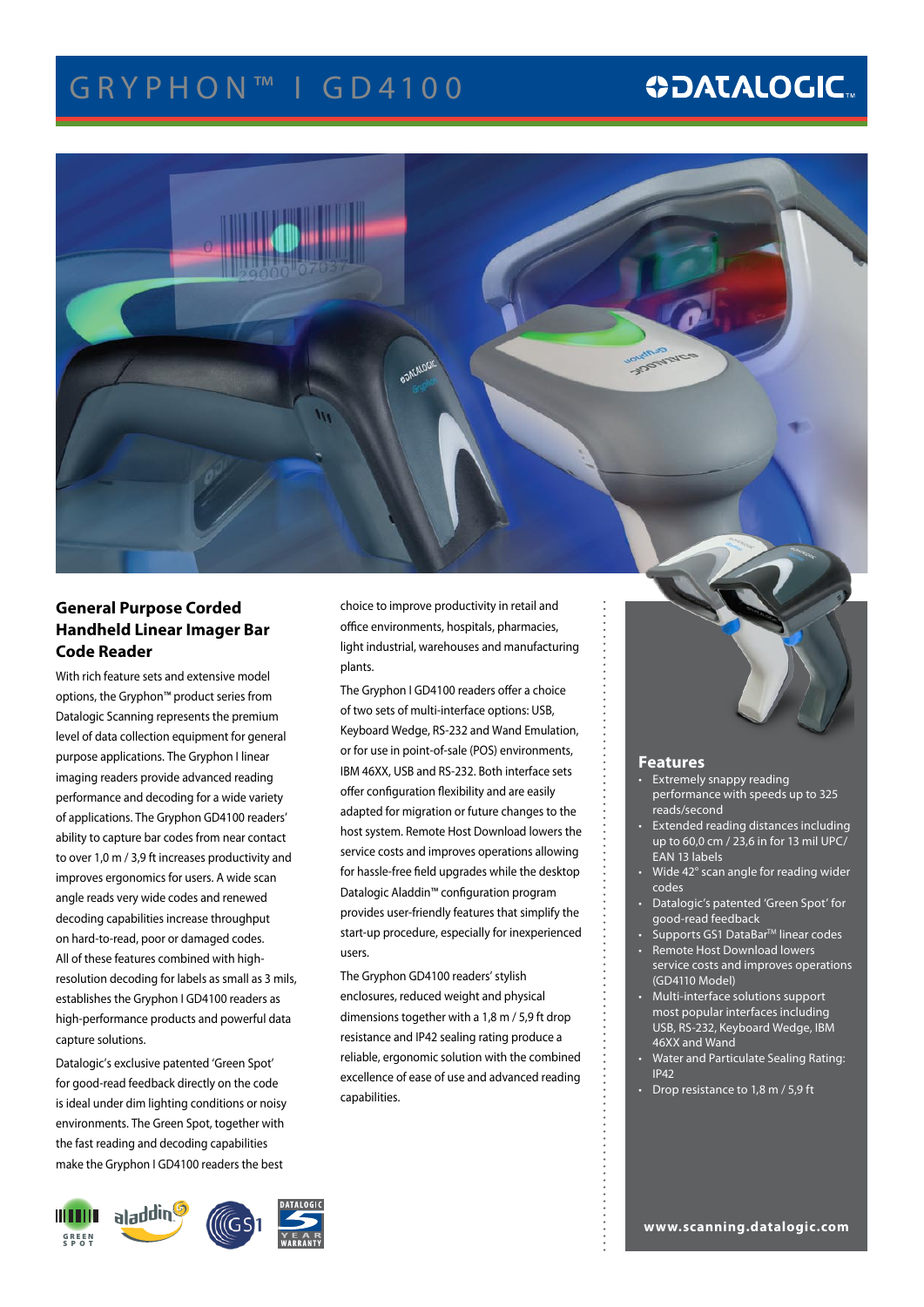# GRYPHON™ I GD4100

DATALOGIC

## General Purpose Corded Handheld Linear Imager Bar Code Reader

With rich feature sets and extensive model options, the Gryphon™ product series from Datalogic Scanning represents the premium level of data collection equipment for general purpose applications. The Gryphon I linear imaging readers provide advanced reading performance and decoding for a wide variety of applications. The Gryphon GD4100 readers' ability to capture bar codes from near contact to over 1,0 m / 3,9 ft increases productivity and improves ergonomics for users. A wide scan angle reads very wide codes and renewed decoding capabilities increase throughput on hard-to-read, poor or damaged codes. All of these features combined with high-resolution decoding for labels as small as 3 mils, establishes the Gryphon I GD4100 readers as high-performance products and powerful data capture solutions.

Datalogic's exclusive patented 'Green Spot' for good-read feedback directly on the code is ideal under dim lighting conditions or noisy environments. The Green Spot, together with the fast reading and decoding capabilities make the Gryphon I GD4100 readers the best choice to improve productivity in retail and office environments, hospitals, pharmacies, light industrial, warehouses and manufacturing plants.

The Gryphon I GD4100 readers offer a choice of two sets of multi-interface options: USB, Keyboard Wedge, RS-232 and Wand Emulation, or for use in point-of-sale (POS) environments, IBM 46XX, USB and RS-232. Both interface sets offer configuration flexibility and are easily adapted for migration or future changes to the host system. Remote Host Download lowers the service costs and improves operations allowing for hassle-free field upgrades while the desktop Datalogic Aladdin™ configuration program provides user-friendly features that simplify the start-up procedure, especially for inexperienced users.

The Gryphon GD4100 readers' stylish enclosures, reduced weight and physical dimensions together with a 1,8 m / 5,9 ft drop resistance and IP42 sealing rating produce a reliable, ergonomic solution with the combined excellence of ease of use and advanced reading capabilities.

GREEN SPOT | aladdin | GS1 | DATALOGIC 5 YEAR WARRANTY

### Features

- Extremely snappy reading performance with speeds up to 325 reads/second
- Extended reading distances including up to 60,0 cm / 23,6 in for 13 mil UPC/EAN 13 labels
- Wide 42° scan angle for reading wider codes
- Datalogic's patented 'Green Spot' for good-read feedback
- Supports GS1 DataBar™ linear codes
- Remote Host Download lowers service costs and improves operations (GD4110 Model)
- Multi-interface solutions support most popular interfaces including USB, RS-232, Keyboard Wedge, IBM 46XX and Wand
- Water and Particulate Sealing Rating: IP42
- Drop resistance to 1,8 m / 5,9 ft

www.scanning.datalogic.com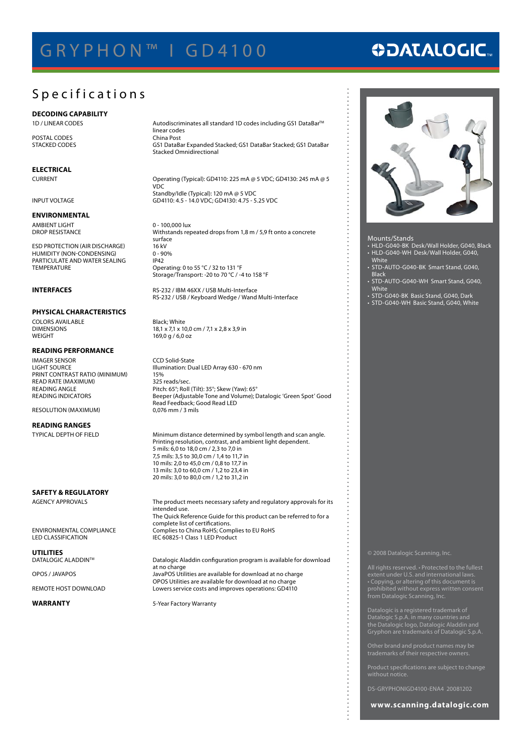# GRYPHON™ I GD4100

DATALOGIC

## Specifications

### DECODING CAPABILITY

| | |
|---|---|
| 1D / LINEAR CODES | Autodiscriminates all standard 1D codes including GS1 DataBar™ linear codes |
| POSTAL CODES | China Post |
| STACKED CODES | GS1 DataBar Expanded Stacked; GS1 DataBar Stacked; GS1 DataBar Stacked Omnidirectional |

### ELECTRICAL

| | |
|---|---|
| CURRENT | Operating (Typical): GD4110: 225 mA @ 5 VDC; GD4130: 245 mA @ 5 VDC<br>Standby/Idle (Typical): 120 mA @ 5 VDC |
| INPUT VOLTAGE | GD4110: 4.5 - 14.0 VDC; GD4130: 4.75 - 5.25 VDC |

### ENVIRONMENTAL

| | |
|---|---|
| AMBIENT LIGHT | 0 - 100,000 lux |
| DROP RESISTANCE | Withstands repeated drops from 1,8 m / 5,9 ft onto a concrete surface |
| ESD PROTECTION (AIR DISCHARGE) | 16 kV |
| HUMIDITY (NON-CONDENSING) | 0 - 90% |
| PARTICULATE AND WATER SEALING | IP42 |
| TEMPERATURE | Operating: 0 to 55 °C / 32 to 131 °F<br>Storage/Transport: -20 to 70 °C / -4 to 158 °F |

### INTERFACES

RS-232 / IBM 46XX / USB Multi-Interface
RS-232 / USB / Keyboard Wedge / Wand Multi-Interface

### PHYSICAL CHARACTERISTICS

| | |
|---|---|
| COLORS AVAILABLE | Black; White |
| DIMENSIONS | 18,1 x 7,1 x 10,0 cm / 7,1 x 2,8 x 3,9 in |
| WEIGHT | 169,0 g / 6,0 oz |

### READING PERFORMANCE

| | |
|---|---|
| IMAGER SENSOR | CCD Solid-State |
| LIGHT SOURCE | Illumination: Dual LED Array 630 - 670 nm |
| PRINT CONTRAST RATIO (MINIMUM) | 15% |
| READ RATE (MAXIMUM) | 325 reads/sec. |
| READING ANGLE | Pitch: 65°; Roll (Tilt): 35°; Skew (Yaw): 65° |
| READING INDICATORS | Beeper (Adjustable Tone and Volume); Datalogic 'Green Spot' Good Read Feedback; Good Read LED |
| RESOLUTION (MAXIMUM) | 0,076 mm / 3 mils |

### READING RANGES

| | |
|---|---|
| TYPICAL DEPTH OF FIELD | Minimum distance determined by symbol length and scan angle. Printing resolution, contrast, and ambient light dependent.<br>5 mils: 6,0 to 18,0 cm / 2,3 to 7,0 in<br>7,5 mils: 3,5 to 30,0 cm / 1,4 to 11,7 in<br>10 mils: 2,0 to 45,0 cm / 0,8 to 17,7 in<br>13 mils: 3,0 to 60,0 cm / 1,2 to 23,4 in<br>20 mils: 3,0 to 80,0 cm / 1,2 to 31,2 in |

### SAFETY & REGULATORY

| | |
|---|---|
| AGENCY APPROVALS | The product meets necessary safety and regulatory approvals for its intended use.<br>The Quick Reference Guide for this product can be referred to for a complete list of certifications. |
| ENVIRONMENTAL COMPLIANCE | Complies to China RoHS; Complies to EU RoHS |
| LED CLASSIFICATION | IEC 60825-1 Class 1 LED Product |

### UTILITIES

| | |
|---|---|
| DATALOGIC ALADDIN™ | Datalogic Aladdin configuration program is available for download at no charge |
| OPOS / JAVAPOS | JavaPOS Utilities are available for download at no charge<br>OPOS Utilities are available for download at no charge |
| REMOTE HOST DOWNLOAD | Lowers service costs and improves operations: GD4110 |

### WARRANTY

5-Year Factory Warranty

---

Mounts/Stands

- HLD-G040-BK Desk/Wall Holder, G040, Black
- HLD-G040-WH Desk/Wall Holder, G040, White
- STD-AUTO-G040-BK Smart Stand, G040, Black
- STD-AUTO-G040-WH Smart Stand, G040, White
- STD-G040-BK Basic Stand, G040, Dark
- STD-G040-WH Basic Stand, G040, White

© 2008 Datalogic Scanning, Inc.

All rights reserved. • Protected to the fullest extent under U.S. and international laws. • Copying, or altering of this document is prohibited without express written consent from Datalogic Scanning, Inc.

Datalogic is a registered trademark of Datalogic S.p.A. in many countries and the Datalogic logo, Datalogic Aladdin and Gryphon are trademarks of Datalogic S.p.A.

Other brand and product names may be trademarks of their respective owners.

Product specifications are subject to change without notice.

DS-GRYPHONIGD4100-ENA4 20081202

**www.scanning.datalogic.com**